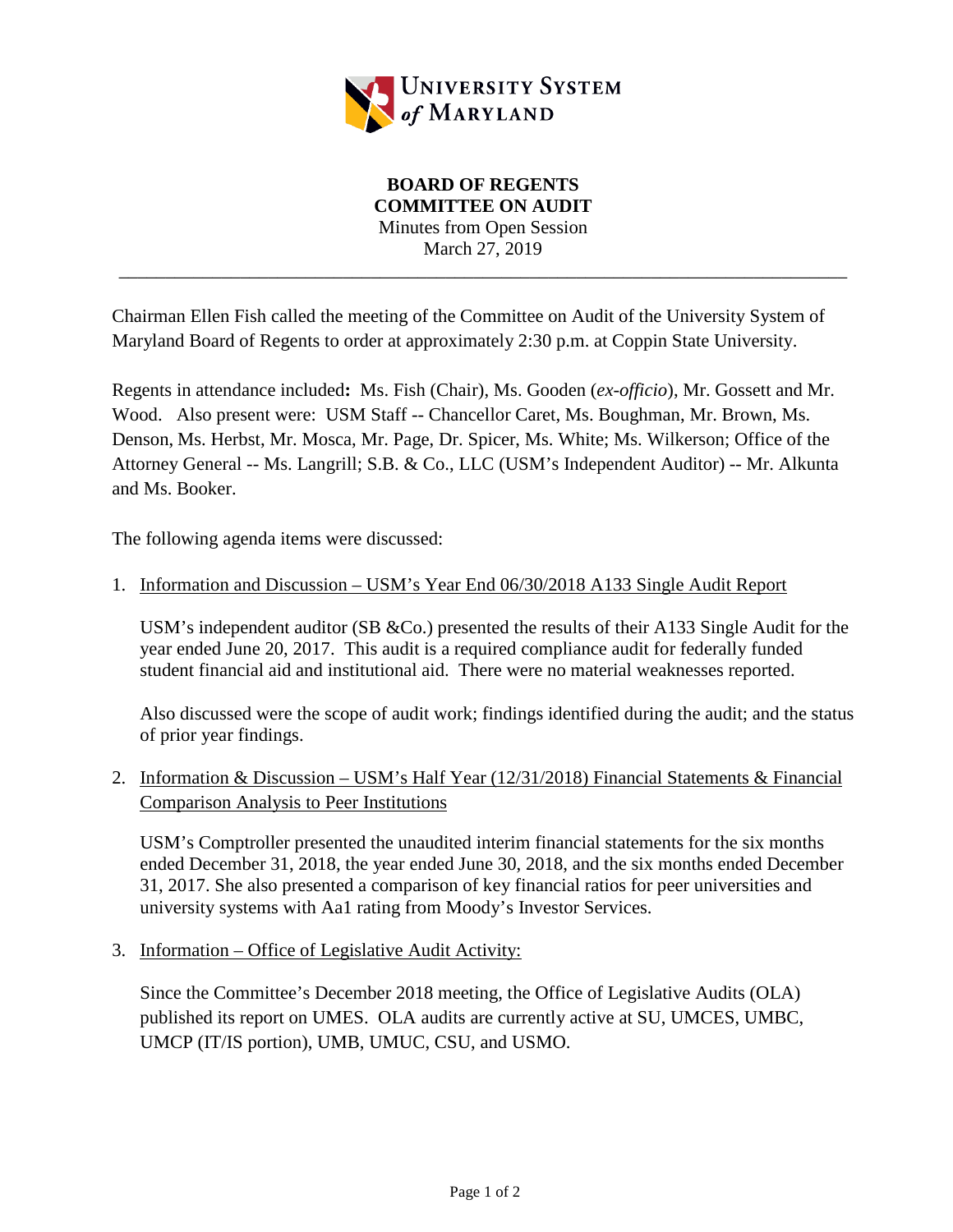UNIVERSITY SYSTEM *of* MARYLAND

**BOARD OF REGENTS**
**COMMITTEE ON AUDIT**
Minutes from Open Session
March 27, 2019

---

Chairman Ellen Fish called the meeting of the Committee on Audit of the University System of Maryland Board of Regents to order at approximately 2:30 p.m. at Coppin State University.

Regents in attendance included**:** Ms. Fish (Chair), Ms. Gooden (*ex-officio*), Mr. Gossett and Mr. Wood. Also present were: USM Staff -- Chancellor Caret, Ms. Boughman, Mr. Brown, Ms. Denson, Ms. Herbst, Mr. Mosca, Mr. Page, Dr. Spicer, Ms. White; Ms. Wilkerson; Office of the Attorney General -- Ms. Langrill; S.B. & Co., LLC (USM's Independent Auditor) -- Mr. Alkunta and Ms. Booker.

The following agenda items were discussed:

1. Information and Discussion – USM's Year End 06/30/2018 A133 Single Audit Report

   USM's independent auditor (SB &Co.) presented the results of their A133 Single Audit for the year ended June 20, 2017. This audit is a required compliance audit for federally funded student financial aid and institutional aid. There were no material weaknesses reported.

   Also discussed were the scope of audit work; findings identified during the audit; and the status of prior year findings.

2. Information & Discussion – USM's Half Year (12/31/2018) Financial Statements & Financial Comparison Analysis to Peer Institutions

   USM's Comptroller presented the unaudited interim financial statements for the six months ended December 31, 2018, the year ended June 30, 2018, and the six months ended December 31, 2017. She also presented a comparison of key financial ratios for peer universities and university systems with Aa1 rating from Moody's Investor Services.

3. Information – Office of Legislative Audit Activity:

   Since the Committee's December 2018 meeting, the Office of Legislative Audits (OLA) published its report on UMES. OLA audits are currently active at SU, UMCES, UMBC, UMCP (IT/IS portion), UMB, UMUC, CSU, and USMO.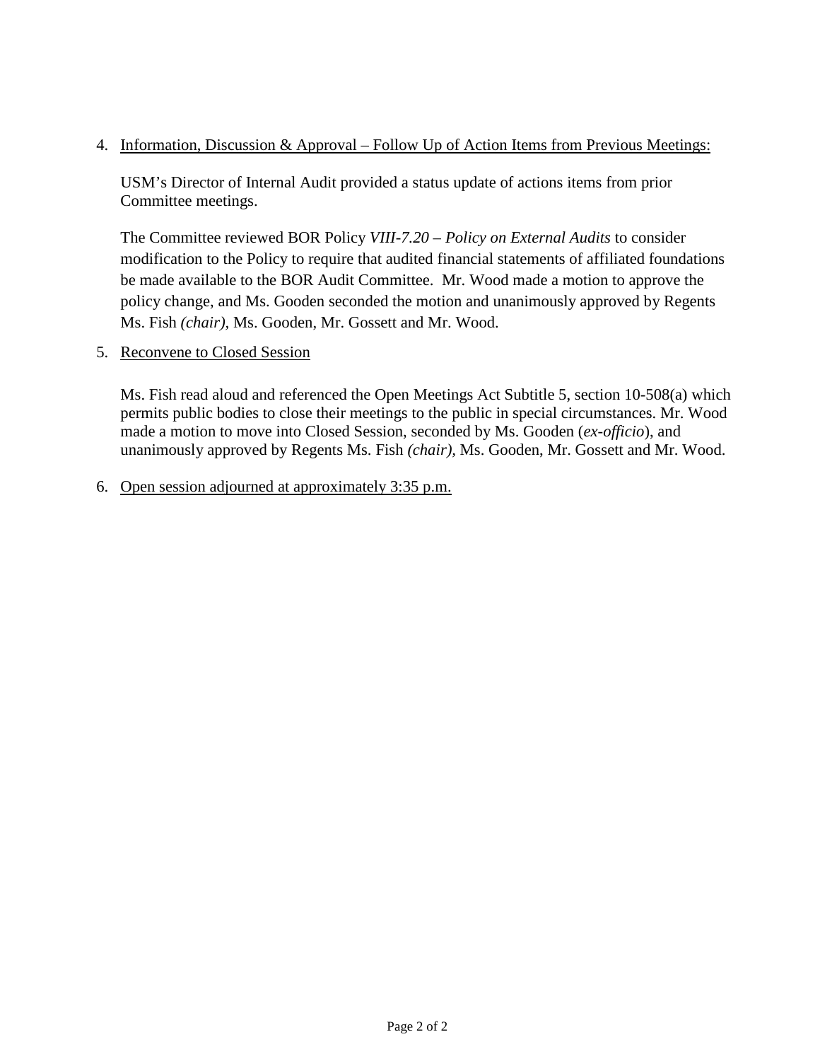4. Information, Discussion & Approval – Follow Up of Action Items from Previous Meetings:

   USM's Director of Internal Audit provided a status update of actions items from prior Committee meetings.

   The Committee reviewed BOR Policy *VIII-7.20 – Policy on External Audits* to consider modification to the Policy to require that audited financial statements of affiliated foundations be made available to the BOR Audit Committee. Mr. Wood made a motion to approve the policy change, and Ms. Gooden seconded the motion and unanimously approved by Regents Ms. Fish *(chair)*, Ms. Gooden, Mr. Gossett and Mr. Wood.

5. Reconvene to Closed Session

   Ms. Fish read aloud and referenced the Open Meetings Act Subtitle 5, section 10-508(a) which permits public bodies to close their meetings to the public in special circumstances. Mr. Wood made a motion to move into Closed Session, seconded by Ms. Gooden (*ex-officio*), and unanimously approved by Regents Ms. Fish *(chair)*, Ms. Gooden, Mr. Gossett and Mr. Wood.

6. Open session adjourned at approximately 3:35 p.m.